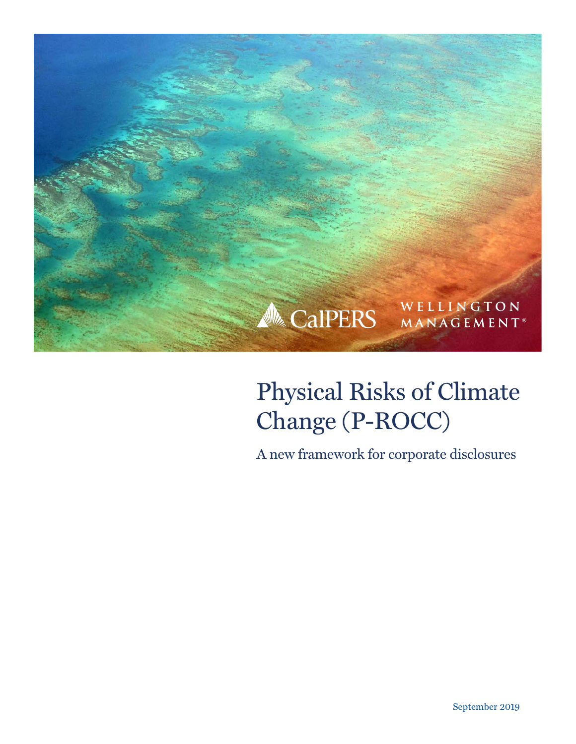CalPERS

WELLINGTON MANAGEMENT®

# Physical Risks of Climate Change (P-ROCC)

A new framework for corporate disclosures

September 2019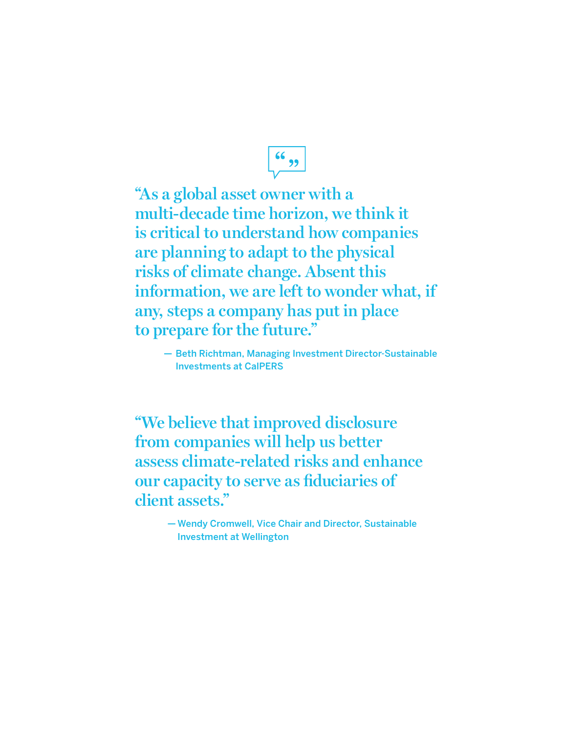"As a global asset owner with a multi-decade time horizon, we think it is critical to understand how companies are planning to adapt to the physical risks of climate change. Absent this information, we are left to wonder what, if any, steps a company has put in place to prepare for the future."

— Beth Richtman, Managing Investment Director-Sustainable Investments at CalPERS

"We believe that improved disclosure from companies will help us better assess climate-related risks and enhance our capacity to serve as fiduciaries of client assets."

— Wendy Cromwell, Vice Chair and Director, Sustainable Investment at Wellington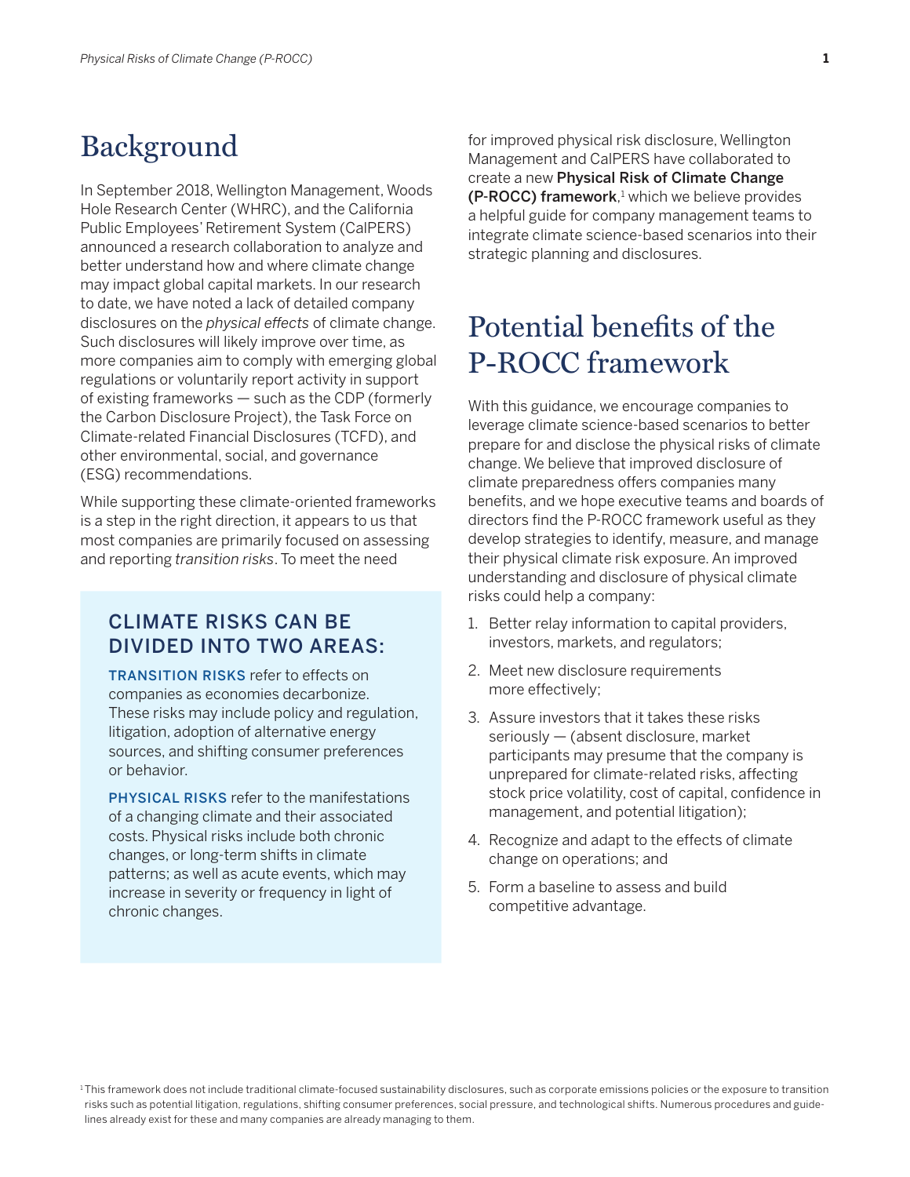# Background

In September 2018, Wellington Management, Woods Hole Research Center (WHRC), and the California Public Employees' Retirement System (CalPERS) announced a research collaboration to analyze and better understand how and where climate change may impact global capital markets. In our research to date, we have noted a lack of detailed company disclosures on the *physical effects* of climate change. Such disclosures will likely improve over time, as more companies aim to comply with emerging global regulations or voluntarily report activity in support of existing frameworks — such as the CDP (formerly the Carbon Disclosure Project), the Task Force on Climate-related Financial Disclosures (TCFD), and other environmental, social, and governance (ESG) recommendations.

While supporting these climate-oriented frameworks is a step in the right direction, it appears to us that most companies are primarily focused on assessing and reporting *transition risks*. To meet the need for improved physical risk disclosure, Wellington Management and CalPERS have collaborated to create a new **Physical Risk of Climate Change (P-ROCC) framework**,[1] which we believe provides a helpful guide for company management teams to integrate climate science-based scenarios into their strategic planning and disclosures.

### CLIMATE RISKS CAN BE DIVIDED INTO TWO AREAS:

**TRANSITION RISKS** refer to effects on companies as economies decarbonize. These risks may include policy and regulation, litigation, adoption of alternative energy sources, and shifting consumer preferences or behavior.

**PHYSICAL RISKS** refer to the manifestations of a changing climate and their associated costs. Physical risks include both chronic changes, or long-term shifts in climate patterns; as well as acute events, which may increase in severity or frequency in light of chronic changes.

# Potential benefits of the P-ROCC framework

With this guidance, we encourage companies to leverage climate science-based scenarios to better prepare for and disclose the physical risks of climate change. We believe that improved disclosure of climate preparedness offers companies many benefits, and we hope executive teams and boards of directors find the P-ROCC framework useful as they develop strategies to identify, measure, and manage their physical climate risk exposure. An improved understanding and disclosure of physical climate risks could help a company:

1. Better relay information to capital providers, investors, markets, and regulators;
2. Meet new disclosure requirements more effectively;
3. Assure investors that it takes these risks seriously — (absent disclosure, market participants may presume that the company is unprepared for climate-related risks, affecting stock price volatility, cost of capital, confidence in management, and potential litigation);
4. Recognize and adapt to the effects of climate change on operations; and
5. Form a baseline to assess and build competitive advantage.

[1] This framework does not include traditional climate-focused sustainability disclosures, such as corporate emissions policies or the exposure to transition risks such as potential litigation, regulations, shifting consumer preferences, social pressure, and technological shifts. Numerous procedures and guidelines already exist for these and many companies are already managing to them.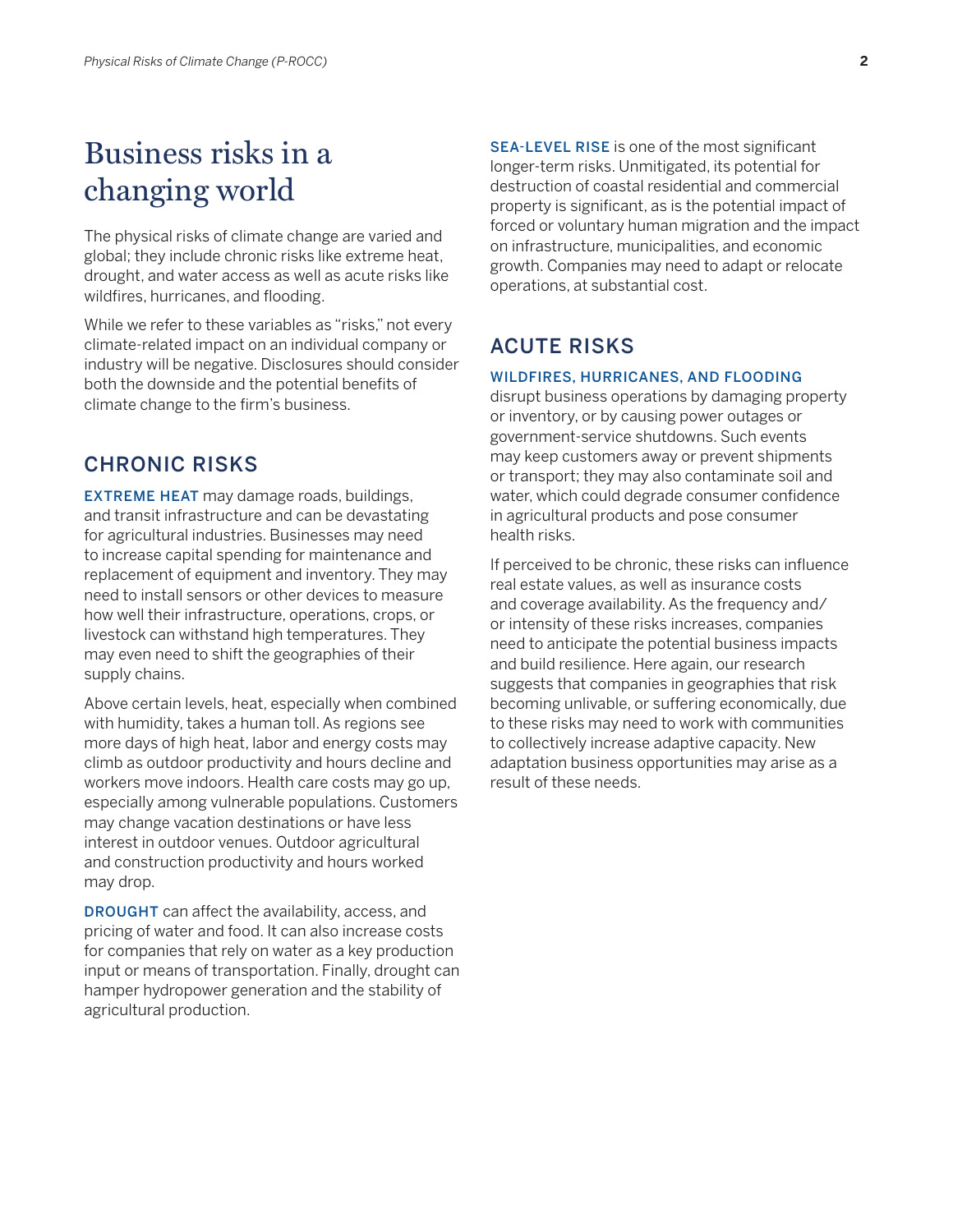# Business risks in a changing world

The physical risks of climate change are varied and global; they include chronic risks like extreme heat, drought, and water access as well as acute risks like wildfires, hurricanes, and flooding.

While we refer to these variables as "risks," not every climate-related impact on an individual company or industry will be negative. Disclosures should consider both the downside and the potential benefits of climate change to the firm's business.

## CHRONIC RISKS

**EXTREME HEAT** may damage roads, buildings, and transit infrastructure and can be devastating for agricultural industries. Businesses may need to increase capital spending for maintenance and replacement of equipment and inventory. They may need to install sensors or other devices to measure how well their infrastructure, operations, crops, or livestock can withstand high temperatures. They may even need to shift the geographies of their supply chains.

Above certain levels, heat, especially when combined with humidity, takes a human toll. As regions see more days of high heat, labor and energy costs may climb as outdoor productivity and hours decline and workers move indoors. Health care costs may go up, especially among vulnerable populations. Customers may change vacation destinations or have less interest in outdoor venues. Outdoor agricultural and construction productivity and hours worked may drop.

**DROUGHT** can affect the availability, access, and pricing of water and food. It can also increase costs for companies that rely on water as a key production input or means of transportation. Finally, drought can hamper hydropower generation and the stability of agricultural production.

**SEA-LEVEL RISE** is one of the most significant longer-term risks. Unmitigated, its potential for destruction of coastal residential and commercial property is significant, as is the potential impact of forced or voluntary human migration and the impact on infrastructure, municipalities, and economic growth. Companies may need to adapt or relocate operations, at substantial cost.

## ACUTE RISKS

**WILDFIRES, HURRICANES, AND FLOODING** disrupt business operations by damaging property or inventory, or by causing power outages or government-service shutdowns. Such events may keep customers away or prevent shipments or transport; they may also contaminate soil and water, which could degrade consumer confidence in agricultural products and pose consumer health risks.

If perceived to be chronic, these risks can influence real estate values, as well as insurance costs and coverage availability. As the frequency and/or intensity of these risks increases, companies need to anticipate the potential business impacts and build resilience. Here again, our research suggests that companies in geographies that risk becoming unlivable, or suffering economically, due to these risks may need to work with communities to collectively increase adaptive capacity. New adaptation business opportunities may arise as a result of these needs.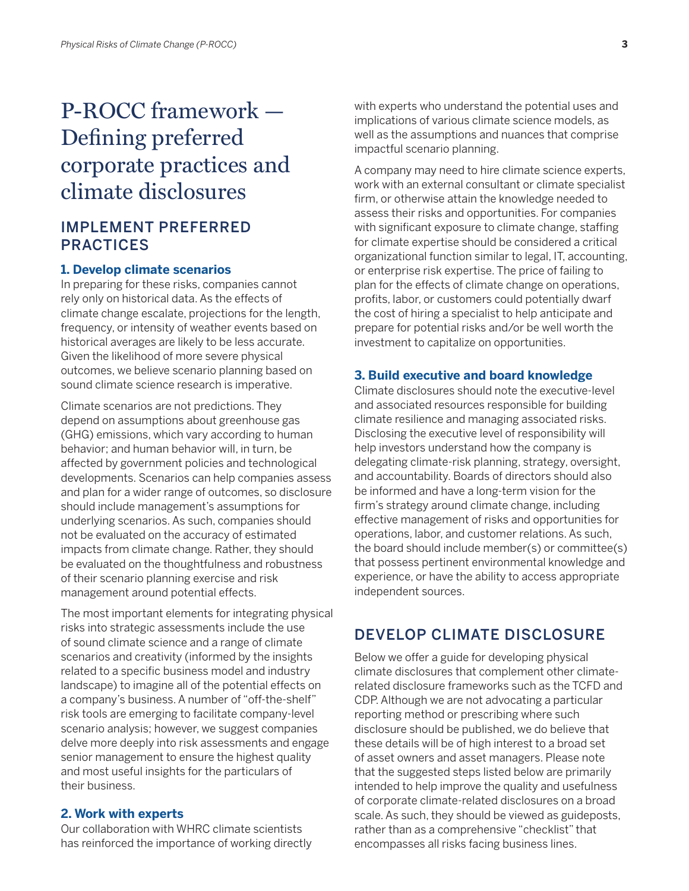# P-ROCC framework — Defining preferred corporate practices and climate disclosures

## IMPLEMENT PREFERRED PRACTICES

### 1. Develop climate scenarios

In preparing for these risks, companies cannot rely only on historical data. As the effects of climate change escalate, projections for the length, frequency, or intensity of weather events based on historical averages are likely to be less accurate. Given the likelihood of more severe physical outcomes, we believe scenario planning based on sound climate science research is imperative.

Climate scenarios are not predictions. They depend on assumptions about greenhouse gas (GHG) emissions, which vary according to human behavior; and human behavior will, in turn, be affected by government policies and technological developments. Scenarios can help companies assess and plan for a wider range of outcomes, so disclosure should include management's assumptions for underlying scenarios. As such, companies should not be evaluated on the accuracy of estimated impacts from climate change. Rather, they should be evaluated on the thoughtfulness and robustness of their scenario planning exercise and risk management around potential effects.

The most important elements for integrating physical risks into strategic assessments include the use of sound climate science and a range of climate scenarios and creativity (informed by the insights related to a specific business model and industry landscape) to imagine all of the potential effects on a company's business. A number of "off-the-shelf" risk tools are emerging to facilitate company-level scenario analysis; however, we suggest companies delve more deeply into risk assessments and engage senior management to ensure the highest quality and most useful insights for the particulars of their business.

### 2. Work with experts

Our collaboration with WHRC climate scientists has reinforced the importance of working directly with experts who understand the potential uses and implications of various climate science models, as well as the assumptions and nuances that comprise impactful scenario planning.

A company may need to hire climate science experts, work with an external consultant or climate specialist firm, or otherwise attain the knowledge needed to assess their risks and opportunities. For companies with significant exposure to climate change, staffing for climate expertise should be considered a critical organizational function similar to legal, IT, accounting, or enterprise risk expertise. The price of failing to plan for the effects of climate change on operations, profits, labor, or customers could potentially dwarf the cost of hiring a specialist to help anticipate and prepare for potential risks and/or be well worth the investment to capitalize on opportunities.

### 3. Build executive and board knowledge

Climate disclosures should note the executive-level and associated resources responsible for building climate resilience and managing associated risks. Disclosing the executive level of responsibility will help investors understand how the company is delegating climate-risk planning, strategy, oversight, and accountability. Boards of directors should also be informed and have a long-term vision for the firm's strategy around climate change, including effective management of risks and opportunities for operations, labor, and customer relations. As such, the board should include member(s) or committee(s) that possess pertinent environmental knowledge and experience, or have the ability to access appropriate independent sources.

## DEVELOP CLIMATE DISCLOSURE

Below we offer a guide for developing physical climate disclosures that complement other climate-related disclosure frameworks such as the TCFD and CDP. Although we are not advocating a particular reporting method or prescribing where such disclosure should be published, we do believe that these details will be of high interest to a broad set of asset owners and asset managers. Please note that the suggested steps listed below are primarily intended to help improve the quality and usefulness of corporate climate-related disclosures on a broad scale. As such, they should be viewed as guideposts, rather than as a comprehensive "checklist" that encompasses all risks facing business lines.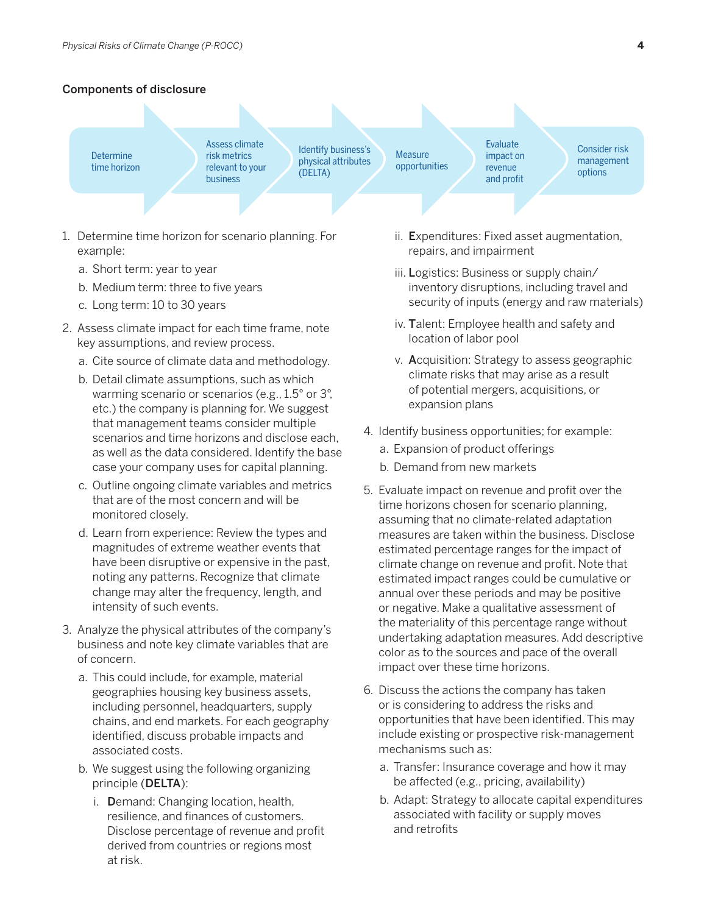### Components of disclosure

Determine time horizon → Assess climate risk metrics relevant to your business → Identify business's physical attributes (DELTA) → Measure opportunities → Evaluate impact on revenue and profit → Consider risk management options

1. Determine time horizon for scenario planning. For example:
   a. Short term: year to year
   b. Medium term: three to five years
   c. Long term: 10 to 30 years
2. Assess climate impact for each time frame, note key assumptions, and review process.
   a. Cite source of climate data and methodology.
   b. Detail climate assumptions, such as which warming scenario or scenarios (e.g., 1.5° or 3°, etc.) the company is planning for. We suggest that management teams consider multiple scenarios and time horizons and disclose each, as well as the data considered. Identify the base case your company uses for capital planning.
   c. Outline ongoing climate variables and metrics that are of the most concern and will be monitored closely.
   d. Learn from experience: Review the types and magnitudes of extreme weather events that have been disruptive or expensive in the past, noting any patterns. Recognize that climate change may alter the frequency, length, and intensity of such events.
3. Analyze the physical attributes of the company's business and note key climate variables that are of concern.
   a. This could include, for example, material geographies housing key business assets, including personnel, headquarters, supply chains, and end markets. For each geography identified, discuss probable impacts and associated costs.
   b. We suggest using the following organizing principle (**DELTA**):
      i. **D**emand: Changing location, health, resilience, and finances of customers. Disclose percentage of revenue and profit derived from countries or regions most at risk.
      ii. **E**xpenditures: Fixed asset augmentation, repairs, and impairment
      iii. **L**ogistics: Business or supply chain/ inventory disruptions, including travel and security of inputs (energy and raw materials)
      iv. **T**alent: Employee health and safety and location of labor pool
      v. **A**cquisition: Strategy to assess geographic climate risks that may arise as a result of potential mergers, acquisitions, or expansion plans
4. Identify business opportunities; for example:
   a. Expansion of product offerings
   b. Demand from new markets
5. Evaluate impact on revenue and profit over the time horizons chosen for scenario planning, assuming that no climate-related adaptation measures are taken within the business. Disclose estimated percentage ranges for the impact of climate change on revenue and profit. Note that estimated impact ranges could be cumulative or annual over these periods and may be positive or negative. Make a qualitative assessment of the materiality of this percentage range without undertaking adaptation measures. Add descriptive color as to the sources and pace of the overall impact over these time horizons.
6. Discuss the actions the company has taken or is considering to address the risks and opportunities that have been identified. This may include existing or prospective risk-management mechanisms such as:
   a. Transfer: Insurance coverage and how it may be affected (e.g., pricing, availability)
   b. Adapt: Strategy to allocate capital expenditures associated with facility or supply moves and retrofits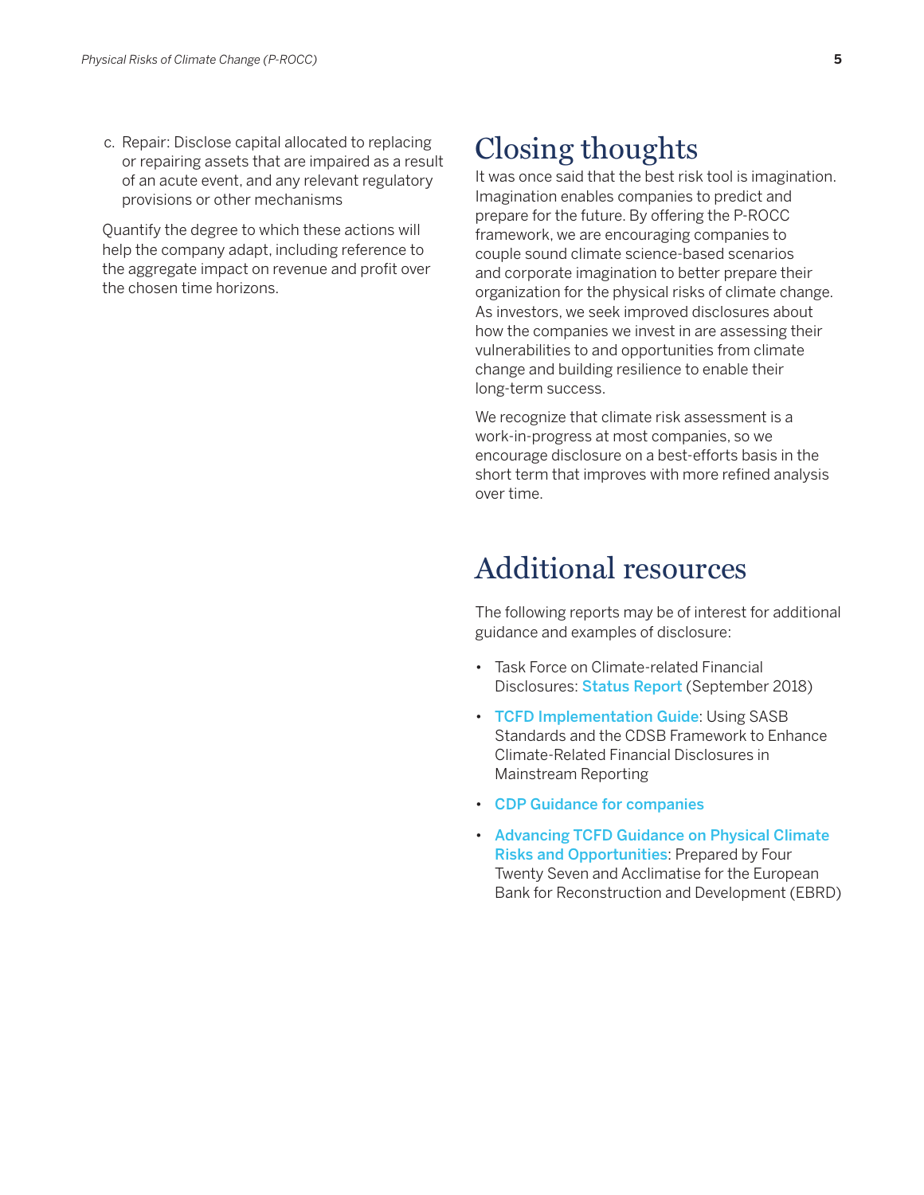c. Repair: Disclose capital allocated to replacing or repairing assets that are impaired as a result of an acute event, and any relevant regulatory provisions or other mechanisms

Quantify the degree to which these actions will help the company adapt, including reference to the aggregate impact on revenue and profit over the chosen time horizons.

# Closing thoughts

It was once said that the best risk tool is imagination. Imagination enables companies to predict and prepare for the future. By offering the P-ROCC framework, we are encouraging companies to couple sound climate science-based scenarios and corporate imagination to better prepare their organization for the physical risks of climate change. As investors, we seek improved disclosures about how the companies we invest in are assessing their vulnerabilities to and opportunities from climate change and building resilience to enable their long-term success.

We recognize that climate risk assessment is a work-in-progress at most companies, so we encourage disclosure on a best-efforts basis in the short term that improves with more refined analysis over time.

# Additional resources

The following reports may be of interest for additional guidance and examples of disclosure:

- Task Force on Climate-related Financial Disclosures: **Status Report** (September 2018)
- **TCFD Implementation Guide**: Using SASB Standards and the CDSB Framework to Enhance Climate-Related Financial Disclosures in Mainstream Reporting
- **CDP Guidance for companies**
- **Advancing TCFD Guidance on Physical Climate Risks and Opportunities**: Prepared by Four Twenty Seven and Acclimatise for the European Bank for Reconstruction and Development (EBRD)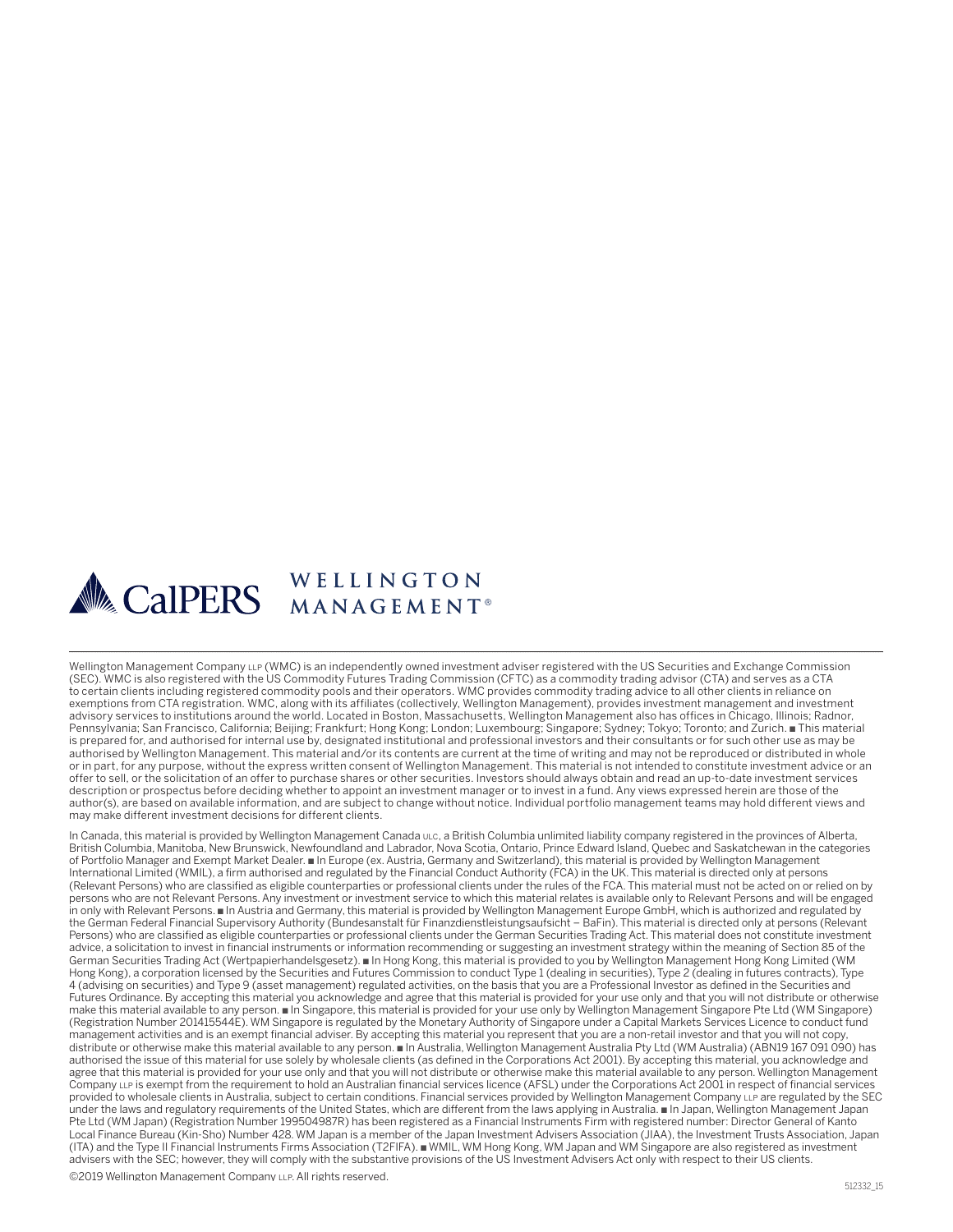CalPERS WELLINGTON MANAGEMENT®

Wellington Management Company LLP (WMC) is an independently owned investment adviser registered with the US Securities and Exchange Commission (SEC). WMC is also registered with the US Commodity Futures Trading Commission (CFTC) as a commodity trading advisor (CTA) and serves as a CTA to certain clients including registered commodity pools and their operators. WMC provides commodity trading advice to all other clients in reliance on exemptions from CTA registration. WMC, along with its affiliates (collectively, Wellington Management), provides investment management and investment advisory services to institutions around the world. Located in Boston, Massachusetts, Wellington Management also has offices in Chicago, Illinois; Radnor, Pennsylvania; San Francisco, California; Beijing; Frankfurt; Hong Kong; London; Luxembourg; Singapore; Sydney; Tokyo; Toronto; and Zurich. ■ This material is prepared for, and authorised for internal use by, designated institutional and professional investors and their consultants or for such other use as may be authorised by Wellington Management. This material and/or its contents are current at the time of writing and may not be reproduced or distributed in whole or in part, for any purpose, without the express written consent of Wellington Management. This material is not intended to constitute investment advice or an offer to sell, or the solicitation of an offer to purchase shares or other securities. Investors should always obtain and read an up-to-date investment services description or prospectus before deciding whether to appoint an investment manager or to invest in a fund. Any views expressed herein are those of the author(s), are based on available information, and are subject to change without notice. Individual portfolio management teams may hold different views and may make different investment decisions for different clients.

In Canada, this material is provided by Wellington Management Canada ULC, a British Columbia unlimited liability company registered in the provinces of Alberta, British Columbia, Manitoba, New Brunswick, Newfoundland and Labrador, Nova Scotia, Ontario, Prince Edward Island, Quebec and Saskatchewan in the categories of Portfolio Manager and Exempt Market Dealer. ■ In Europe (ex. Austria, Germany and Switzerland), this material is provided by Wellington Management International Limited (WMIL), a firm authorised and regulated by the Financial Conduct Authority (FCA) in the UK. This material is directed only at persons (Relevant Persons) who are classified as eligible counterparties or professional clients under the rules of the FCA. This material must not be acted on or relied on by persons who are not Relevant Persons. Any investment or investment service to which this material relates is available only to Relevant Persons and will be engaged in only with Relevant Persons. ■ In Austria and Germany, this material is provided by Wellington Management Europe GmbH, which is authorized and regulated by the German Federal Financial Supervisory Authority (Bundesanstalt für Finanzdienstleistungsaufsicht – BaFin). This material is directed only at persons (Relevant Persons) who are classified as eligible counterparties or professional clients under the German Securities Trading Act. This material does not constitute investment advice, a solicitation to invest in financial instruments or information recommending or suggesting an investment strategy within the meaning of Section 85 of the German Securities Trading Act (Wertpapierhandelsgesetz). ■ In Hong Kong, this material is provided to you by Wellington Management Hong Kong Limited (WM Hong Kong), a corporation licensed by the Securities and Futures Commission to conduct Type 1 (dealing in securities), Type 2 (dealing in futures contracts), Type 4 (advising on securities) and Type 9 (asset management) regulated activities, on the basis that you are a Professional Investor as defined in the Securities and Futures Ordinance. By accepting this material you acknowledge and agree that this material is provided for your use only and that you will not distribute or otherwise make this material available to any person. ■ In Singapore, this material is provided for your use only by Wellington Management Singapore Pte Ltd (WM Singapore) (Registration Number 201415544E). WM Singapore is regulated by the Monetary Authority of Singapore under a Capital Markets Services Licence to conduct fund management activities and is an exempt financial adviser. By accepting this material you represent that you are a non-retail investor and that you will not copy, distribute or otherwise make this material available to any person. ■ In Australia, Wellington Management Australia Pty Ltd (WM Australia) (ABN19 167 091 090) has authorised the issue of this material for use solely by wholesale clients (as defined in the Corporations Act 2001). By accepting this material, you acknowledge and agree that this material is provided for your use only and that you will not distribute or otherwise make this material available to any person. Wellington Management Company LLP is exempt from the requirement to hold an Australian financial services licence (AFSL) under the Corporations Act 2001 in respect of financial services provided to wholesale clients in Australia, subject to certain conditions. Financial services provided by Wellington Management Company LLP are regulated by the SEC under the laws and regulatory requirements of the United States, which are different from the laws applying in Australia. ■ In Japan, Wellington Management Japan Pte Ltd (WM Japan) (Registration Number 199504987R) has been registered as a Financial Instruments Firm with registered number: Director General of Kanto Local Finance Bureau (Kin-Sho) Number 428. WM Japan is a member of the Japan Investment Advisers Association (JIAA), the Investment Trusts Association, Japan (ITA) and the Type II Financial Instruments Firms Association (T2FIFA). ■ WMIL, WM Hong Kong, WM Japan and WM Singapore are also registered as investment advisers with the SEC; however, they will comply with the substantive provisions of the US Investment Advisers Act only with respect to their US clients.

©2019 Wellington Management Company LLP. All rights reserved.

512332_15